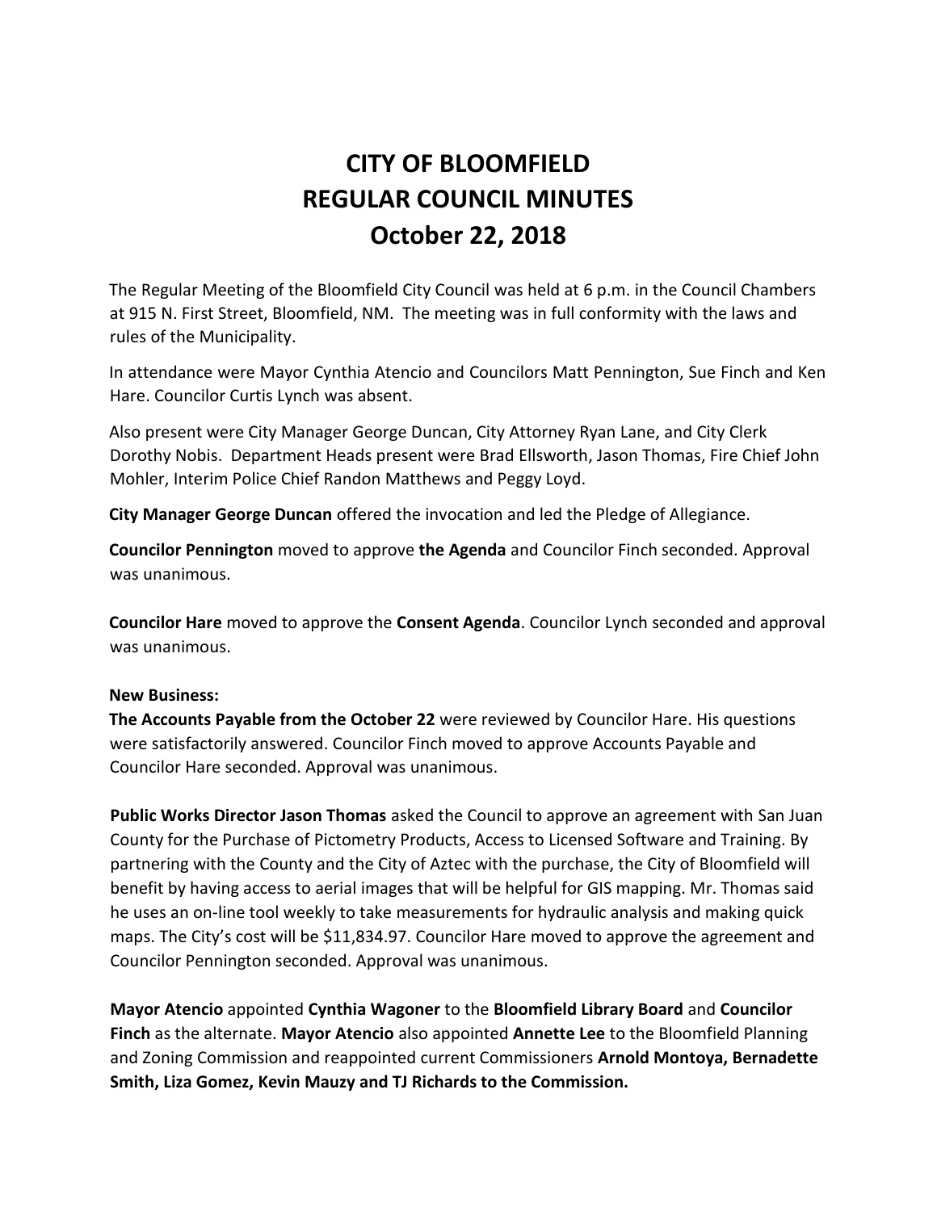# CITY OF BLOOMFIELD
# REGULAR COUNCIL MINUTES
# October 22, 2018

The Regular Meeting of the Bloomfield City Council was held at 6 p.m. in the Council Chambers at 915 N. First Street, Bloomfield, NM. The meeting was in full conformity with the laws and rules of the Municipality.

In attendance were Mayor Cynthia Atencio and Councilors Matt Pennington, Sue Finch and Ken Hare. Councilor Curtis Lynch was absent.

Also present were City Manager George Duncan, City Attorney Ryan Lane, and City Clerk Dorothy Nobis. Department Heads present were Brad Ellsworth, Jason Thomas, Fire Chief John Mohler, Interim Police Chief Randon Matthews and Peggy Loyd.

**City Manager George Duncan** offered the invocation and led the Pledge of Allegiance.

**Councilor Pennington** moved to approve **the Agenda** and Councilor Finch seconded. Approval was unanimous.

**Councilor Hare** moved to approve the **Consent Agenda**. Councilor Lynch seconded and approval was unanimous.

**New Business:**

**The Accounts Payable from the October 22** were reviewed by Councilor Hare. His questions were satisfactorily answered. Councilor Finch moved to approve Accounts Payable and Councilor Hare seconded. Approval was unanimous.

**Public Works Director Jason Thomas** asked the Council to approve an agreement with San Juan County for the Purchase of Pictometry Products, Access to Licensed Software and Training. By partnering with the County and the City of Aztec with the purchase, the City of Bloomfield will benefit by having access to aerial images that will be helpful for GIS mapping. Mr. Thomas said he uses an on-line tool weekly to take measurements for hydraulic analysis and making quick maps. The City's cost will be $11,834.97. Councilor Hare moved to approve the agreement and Councilor Pennington seconded. Approval was unanimous.

**Mayor Atencio** appointed **Cynthia Wagoner** to the **Bloomfield Library Board** and **Councilor Finch** as the alternate. **Mayor Atencio** also appointed **Annette Lee** to the Bloomfield Planning and Zoning Commission and reappointed current Commissioners **Arnold Montoya, Bernadette Smith, Liza Gomez, Kevin Mauzy and TJ Richards to the Commission.**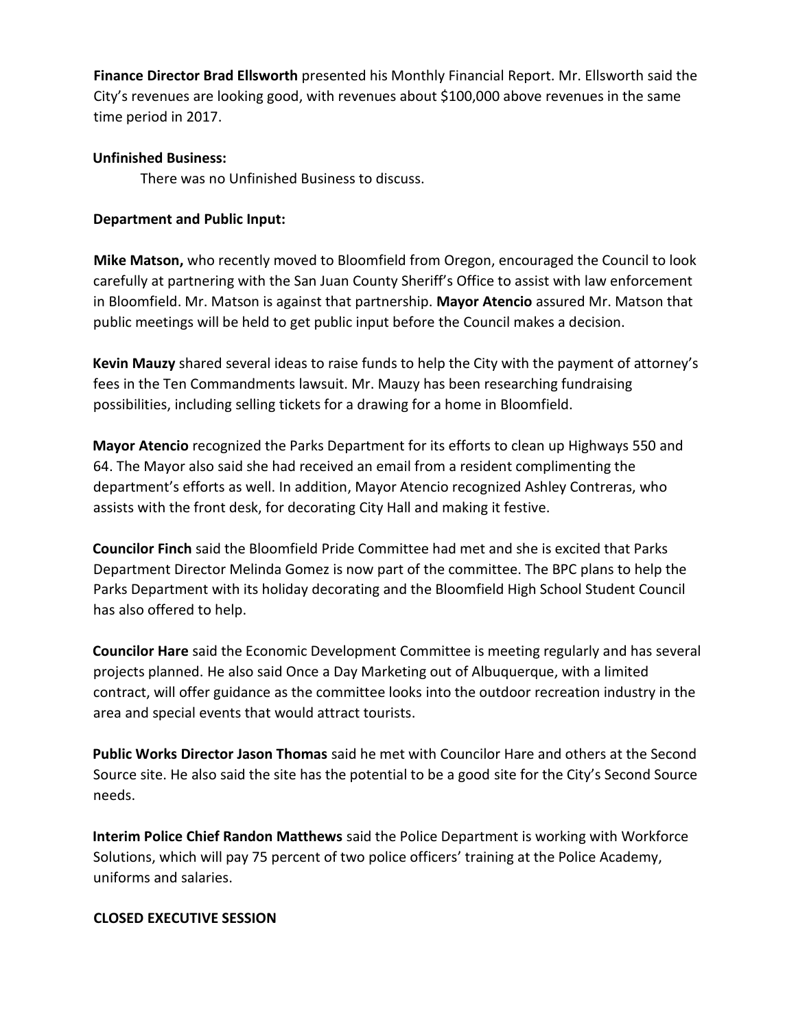**Finance Director Brad Ellsworth** presented his Monthly Financial Report. Mr. Ellsworth said the City's revenues are looking good, with revenues about $100,000 above revenues in the same time period in 2017.

**Unfinished Business:**

There was no Unfinished Business to discuss.

**Department and Public Input:**

**Mike Matson,** who recently moved to Bloomfield from Oregon, encouraged the Council to look carefully at partnering with the San Juan County Sheriff's Office to assist with law enforcement in Bloomfield. Mr. Matson is against that partnership. **Mayor Atencio** assured Mr. Matson that public meetings will be held to get public input before the Council makes a decision.

**Kevin Mauzy** shared several ideas to raise funds to help the City with the payment of attorney's fees in the Ten Commandments lawsuit. Mr. Mauzy has been researching fundraising possibilities, including selling tickets for a drawing for a home in Bloomfield.

**Mayor Atencio** recognized the Parks Department for its efforts to clean up Highways 550 and 64. The Mayor also said she had received an email from a resident complimenting the department's efforts as well. In addition, Mayor Atencio recognized Ashley Contreras, who assists with the front desk, for decorating City Hall and making it festive.

**Councilor Finch** said the Bloomfield Pride Committee had met and she is excited that Parks Department Director Melinda Gomez is now part of the committee. The BPC plans to help the Parks Department with its holiday decorating and the Bloomfield High School Student Council has also offered to help.

**Councilor Hare** said the Economic Development Committee is meeting regularly and has several projects planned. He also said Once a Day Marketing out of Albuquerque, with a limited contract, will offer guidance as the committee looks into the outdoor recreation industry in the area and special events that would attract tourists.

**Public Works Director Jason Thomas** said he met with Councilor Hare and others at the Second Source site. He also said the site has the potential to be a good site for the City's Second Source needs.

**Interim Police Chief Randon Matthews** said the Police Department is working with Workforce Solutions, which will pay 75 percent of two police officers' training at the Police Academy, uniforms and salaries.

**CLOSED EXECUTIVE SESSION**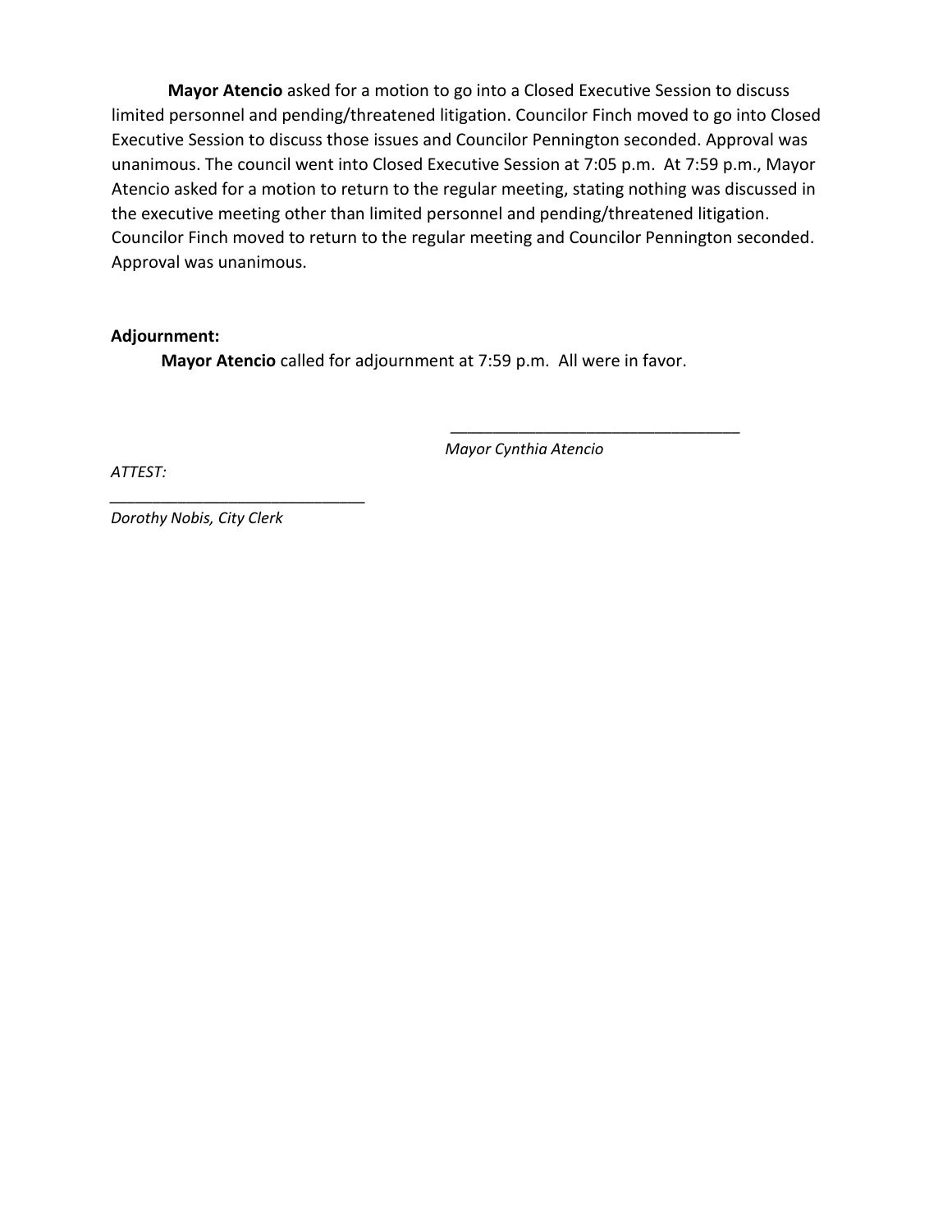**Mayor Atencio** asked for a motion to go into a Closed Executive Session to discuss limited personnel and pending/threatened litigation. Councilor Finch moved to go into Closed Executive Session to discuss those issues and Councilor Pennington seconded. Approval was unanimous. The council went into Closed Executive Session at 7:05 p.m. At 7:59 p.m., Mayor Atencio asked for a motion to return to the regular meeting, stating nothing was discussed in the executive meeting other than limited personnel and pending/threatened litigation. Councilor Finch moved to return to the regular meeting and Councilor Pennington seconded. Approval was unanimous.

**Adjournment:**

**Mayor Atencio** called for adjournment at 7:59 p.m. All were in favor.

_________________________________

*Mayor Cynthia Atencio*

*ATTEST:*

_____________________________

*Dorothy Nobis, City Clerk*